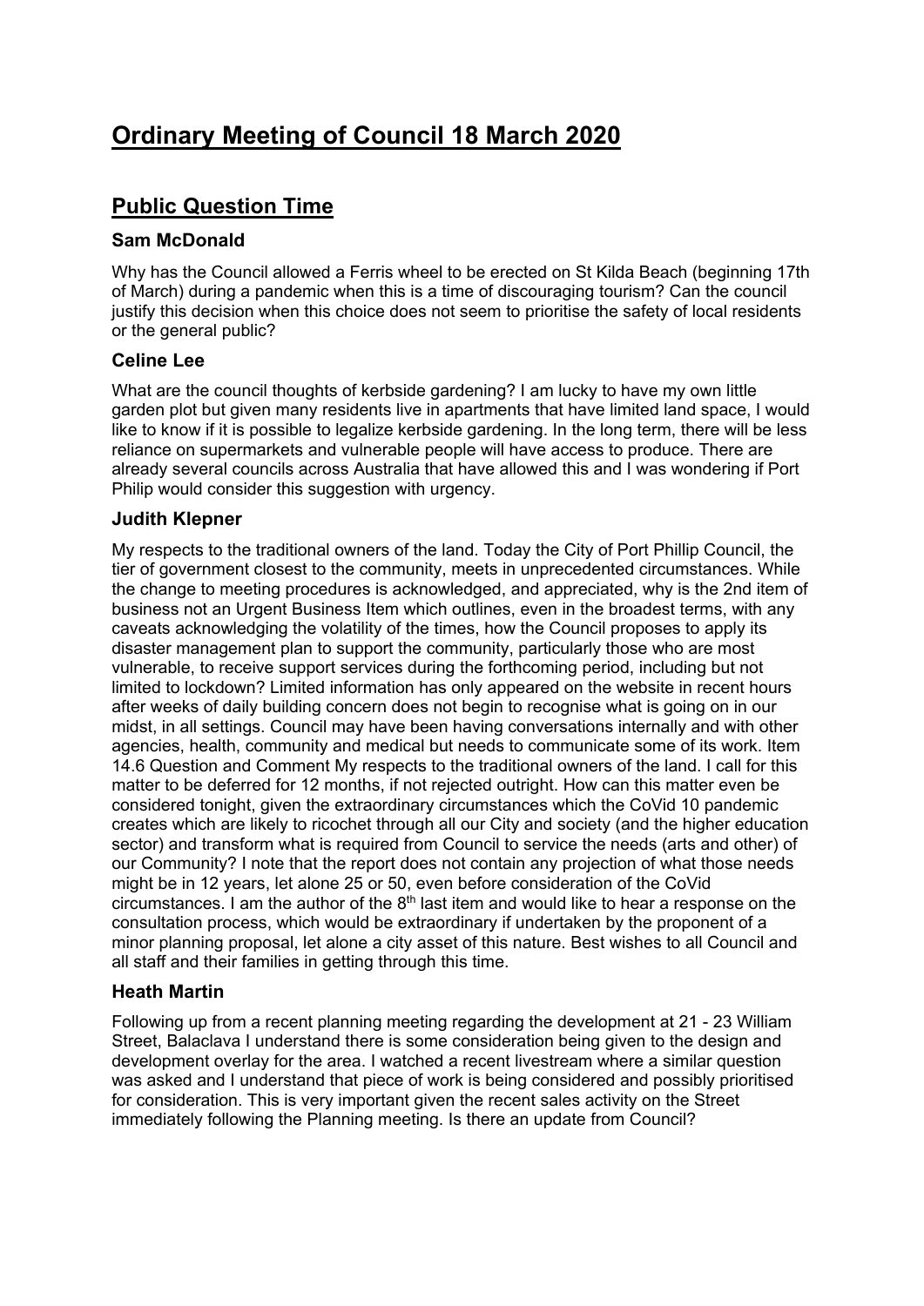# Ordinary Meeting of Council 18 March 2020

## Public Question Time

### Sam McDonald

Why has the Council allowed a Ferris wheel to be erected on St Kilda Beach (beginning 17th of March) during a pandemic when this is a time of discouraging tourism? Can the council justify this decision when this choice does not seem to prioritise the safety of local residents or the general public?

### Celine Lee

What are the council thoughts of kerbside gardening? I am lucky to have my own little garden plot but given many residents live in apartments that have limited land space, I would like to know if it is possible to legalize kerbside gardening. In the long term, there will be less reliance on supermarkets and vulnerable people will have access to produce. There are already several councils across Australia that have allowed this and I was wondering if Port Philip would consider this suggestion with urgency.

### Judith Klepner

My respects to the traditional owners of the land. Today the City of Port Phillip Council, the tier of government closest to the community, meets in unprecedented circumstances. While the change to meeting procedures is acknowledged, and appreciated, why is the 2nd item of business not an Urgent Business Item which outlines, even in the broadest terms, with any caveats acknowledging the volatility of the times, how the Council proposes to apply its disaster management plan to support the community, particularly those who are most vulnerable, to receive support services during the forthcoming period, including but not limited to lockdown? Limited information has only appeared on the website in recent hours after weeks of daily building concern does not begin to recognise what is going on in our midst, in all settings. Council may have been having conversations internally and with other agencies, health, community and medical but needs to communicate some of its work. Item 14.6 Question and Comment My respects to the traditional owners of the land. I call for this matter to be deferred for 12 months, if not rejected outright. How can this matter even be considered tonight, given the extraordinary circumstances which the CoVid 10 pandemic creates which are likely to ricochet through all our City and society (and the higher education sector) and transform what is required from Council to service the needs (arts and other) of our Community? I note that the report does not contain any projection of what those needs might be in 12 years, let alone 25 or 50, even before consideration of the CoVid circumstances. I am the author of the 8th last item and would like to hear a response on the consultation process, which would be extraordinary if undertaken by the proponent of a minor planning proposal, let alone a city asset of this nature. Best wishes to all Council and all staff and their families in getting through this time.

### Heath Martin

Following up from a recent planning meeting regarding the development at 21 - 23 William Street, Balaclava I understand there is some consideration being given to the design and development overlay for the area. I watched a recent livestream where a similar question was asked and I understand that piece of work is being considered and possibly prioritised for consideration. This is very important given the recent sales activity on the Street immediately following the Planning meeting. Is there an update from Council?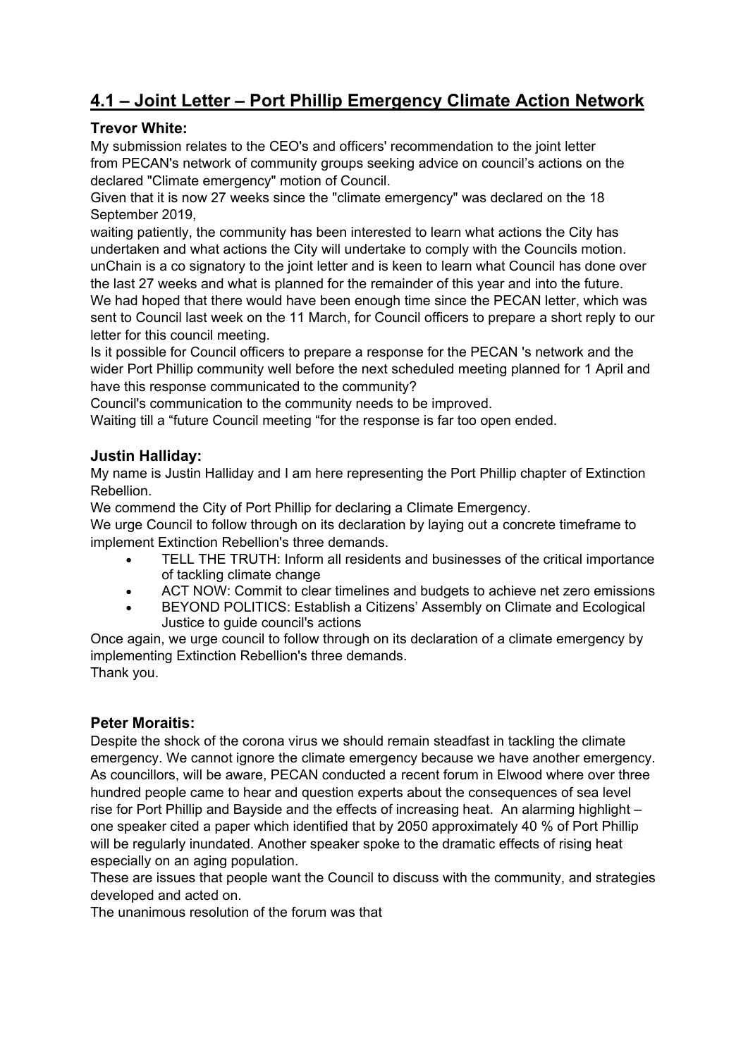## 4.1 – Joint Letter – Port Phillip Emergency Climate Action Network

### Trevor White:

My submission relates to the CEO's and officers' recommendation to the joint letter from PECAN's network of community groups seeking advice on council's actions on the declared "Climate emergency" motion of Council.

Given that it is now 27 weeks since the "climate emergency" was declared on the 18 September 2019,

waiting patiently, the community has been interested to learn what actions the City has undertaken and what actions the City will undertake to comply with the Councils motion.

unChain is a co signatory to the joint letter and is keen to learn what Council has done over the last 27 weeks and what is planned for the remainder of this year and into the future.

We had hoped that there would have been enough time since the PECAN letter, which was sent to Council last week on the 11 March, for Council officers to prepare a short reply to our letter for this council meeting.

Is it possible for Council officers to prepare a response for the PECAN 's network and the wider Port Phillip community well before the next scheduled meeting planned for 1 April and have this response communicated to the community?

Council's communication to the community needs to be improved.

Waiting till a "future Council meeting "for the response is far too open ended.

### Justin Halliday:

My name is Justin Halliday and I am here representing the Port Phillip chapter of Extinction Rebellion.

We commend the City of Port Phillip for declaring a Climate Emergency.

We urge Council to follow through on its declaration by laying out a concrete timeframe to implement Extinction Rebellion's three demands.

- TELL THE TRUTH: Inform all residents and businesses of the critical importance of tackling climate change
- ACT NOW: Commit to clear timelines and budgets to achieve net zero emissions
- BEYOND POLITICS: Establish a Citizens' Assembly on Climate and Ecological Justice to guide council's actions

Once again, we urge council to follow through on its declaration of a climate emergency by implementing Extinction Rebellion's three demands.

Thank you.

### Peter Moraitis:

Despite the shock of the corona virus we should remain steadfast in tackling the climate emergency. We cannot ignore the climate emergency because we have another emergency. As councillors, will be aware, PECAN conducted a recent forum in Elwood where over three hundred people came to hear and question experts about the consequences of sea level rise for Port Phillip and Bayside and the effects of increasing heat. An alarming highlight – one speaker cited a paper which identified that by 2050 approximately 40 % of Port Phillip will be regularly inundated. Another speaker spoke to the dramatic effects of rising heat especially on an aging population.

These are issues that people want the Council to discuss with the community, and strategies developed and acted on.

The unanimous resolution of the forum was that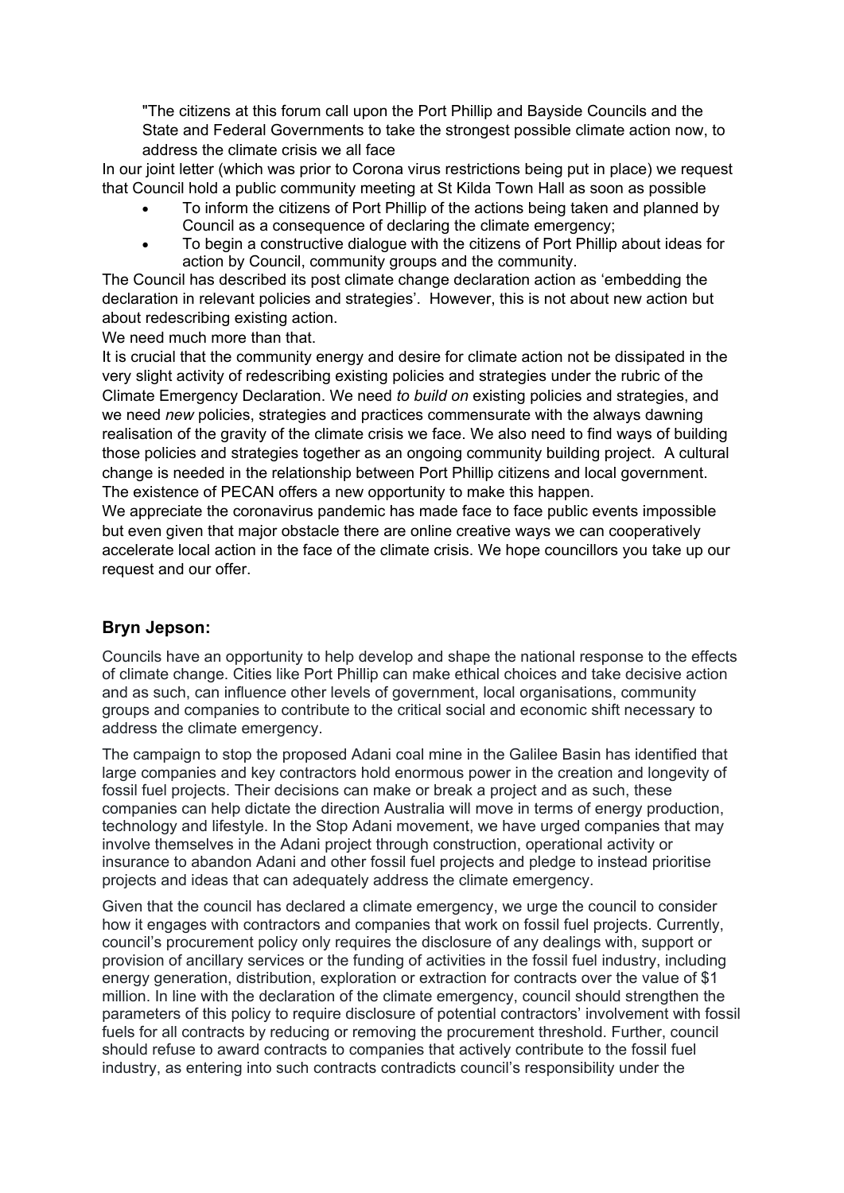"The citizens at this forum call upon the Port Phillip and Bayside Councils and the State and Federal Governments to take the strongest possible climate action now, to address the climate crisis we all face

In our joint letter (which was prior to Corona virus restrictions being put in place) we request that Council hold a public community meeting at St Kilda Town Hall as soon as possible

- To inform the citizens of Port Phillip of the actions being taken and planned by Council as a consequence of declaring the climate emergency;
- To begin a constructive dialogue with the citizens of Port Phillip about ideas for action by Council, community groups and the community.

The Council has described its post climate change declaration action as 'embedding the declaration in relevant policies and strategies'. However, this is not about new action but about redescribing existing action.

We need much more than that.

It is crucial that the community energy and desire for climate action not be dissipated in the very slight activity of redescribing existing policies and strategies under the rubric of the Climate Emergency Declaration. We need *to build on* existing policies and strategies, and we need *new* policies, strategies and practices commensurate with the always dawning realisation of the gravity of the climate crisis we face. We also need to find ways of building those policies and strategies together as an ongoing community building project. A cultural change is needed in the relationship between Port Phillip citizens and local government. The existence of PECAN offers a new opportunity to make this happen.

We appreciate the coronavirus pandemic has made face to face public events impossible but even given that major obstacle there are online creative ways we can cooperatively accelerate local action in the face of the climate crisis. We hope councillors you take up our request and our offer.

### Bryn Jepson:

Councils have an opportunity to help develop and shape the national response to the effects of climate change. Cities like Port Phillip can make ethical choices and take decisive action and as such, can influence other levels of government, local organisations, community groups and companies to contribute to the critical social and economic shift necessary to address the climate emergency.

The campaign to stop the proposed Adani coal mine in the Galilee Basin has identified that large companies and key contractors hold enormous power in the creation and longevity of fossil fuel projects. Their decisions can make or break a project and as such, these companies can help dictate the direction Australia will move in terms of energy production, technology and lifestyle. In the Stop Adani movement, we have urged companies that may involve themselves in the Adani project through construction, operational activity or insurance to abandon Adani and other fossil fuel projects and pledge to instead prioritise projects and ideas that can adequately address the climate emergency.

Given that the council has declared a climate emergency, we urge the council to consider how it engages with contractors and companies that work on fossil fuel projects. Currently, council's procurement policy only requires the disclosure of any dealings with, support or provision of ancillary services or the funding of activities in the fossil fuel industry, including energy generation, distribution, exploration or extraction for contracts over the value of $1 million. In line with the declaration of the climate emergency, council should strengthen the parameters of this policy to require disclosure of potential contractors' involvement with fossil fuels for all contracts by reducing or removing the procurement threshold. Further, council should refuse to award contracts to companies that actively contribute to the fossil fuel industry, as entering into such contracts contradicts council's responsibility under the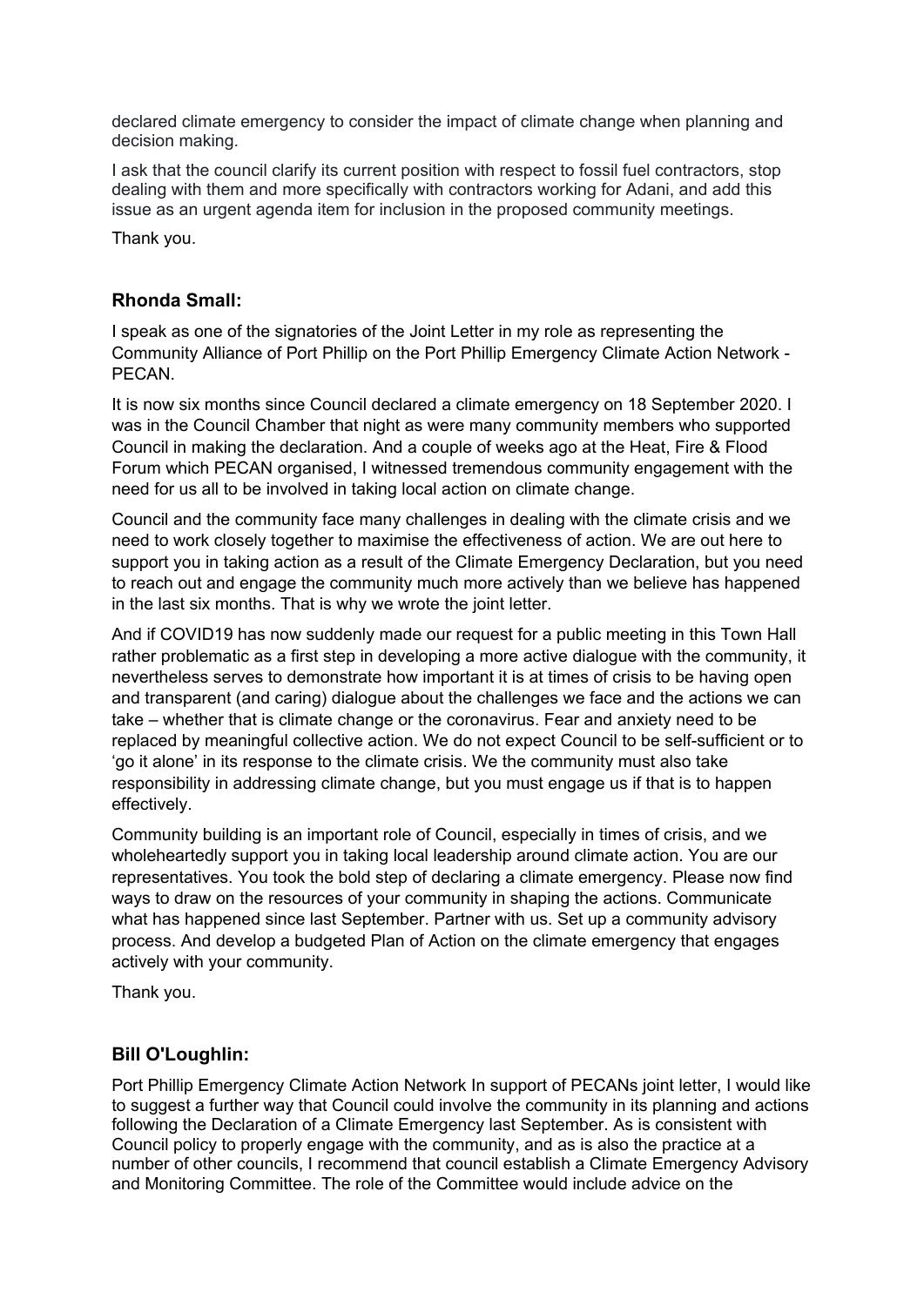declared climate emergency to consider the impact of climate change when planning and decision making.

I ask that the council clarify its current position with respect to fossil fuel contractors, stop dealing with them and more specifically with contractors working for Adani, and add this issue as an urgent agenda item for inclusion in the proposed community meetings.

Thank you.

### Rhonda Small:

I speak as one of the signatories of the Joint Letter in my role as representing the Community Alliance of Port Phillip on the Port Phillip Emergency Climate Action Network - PECAN.

It is now six months since Council declared a climate emergency on 18 September 2020. I was in the Council Chamber that night as were many community members who supported Council in making the declaration. And a couple of weeks ago at the Heat, Fire & Flood Forum which PECAN organised, I witnessed tremendous community engagement with the need for us all to be involved in taking local action on climate change.

Council and the community face many challenges in dealing with the climate crisis and we need to work closely together to maximise the effectiveness of action. We are out here to support you in taking action as a result of the Climate Emergency Declaration, but you need to reach out and engage the community much more actively than we believe has happened in the last six months. That is why we wrote the joint letter.

And if COVID19 has now suddenly made our request for a public meeting in this Town Hall rather problematic as a first step in developing a more active dialogue with the community, it nevertheless serves to demonstrate how important it is at times of crisis to be having open and transparent (and caring) dialogue about the challenges we face and the actions we can take – whether that is climate change or the coronavirus. Fear and anxiety need to be replaced by meaningful collective action. We do not expect Council to be self-sufficient or to 'go it alone' in its response to the climate crisis. We the community must also take responsibility in addressing climate change, but you must engage us if that is to happen effectively.

Community building is an important role of Council, especially in times of crisis, and we wholeheartedly support you in taking local leadership around climate action. You are our representatives. You took the bold step of declaring a climate emergency. Please now find ways to draw on the resources of your community in shaping the actions. Communicate what has happened since last September. Partner with us. Set up a community advisory process. And develop a budgeted Plan of Action on the climate emergency that engages actively with your community.

Thank you.

### Bill O'Loughlin:

Port Phillip Emergency Climate Action Network In support of PECANs joint letter, I would like to suggest a further way that Council could involve the community in its planning and actions following the Declaration of a Climate Emergency last September. As is consistent with Council policy to properly engage with the community, and as is also the practice at a number of other councils, I recommend that council establish a Climate Emergency Advisory and Monitoring Committee. The role of the Committee would include advice on the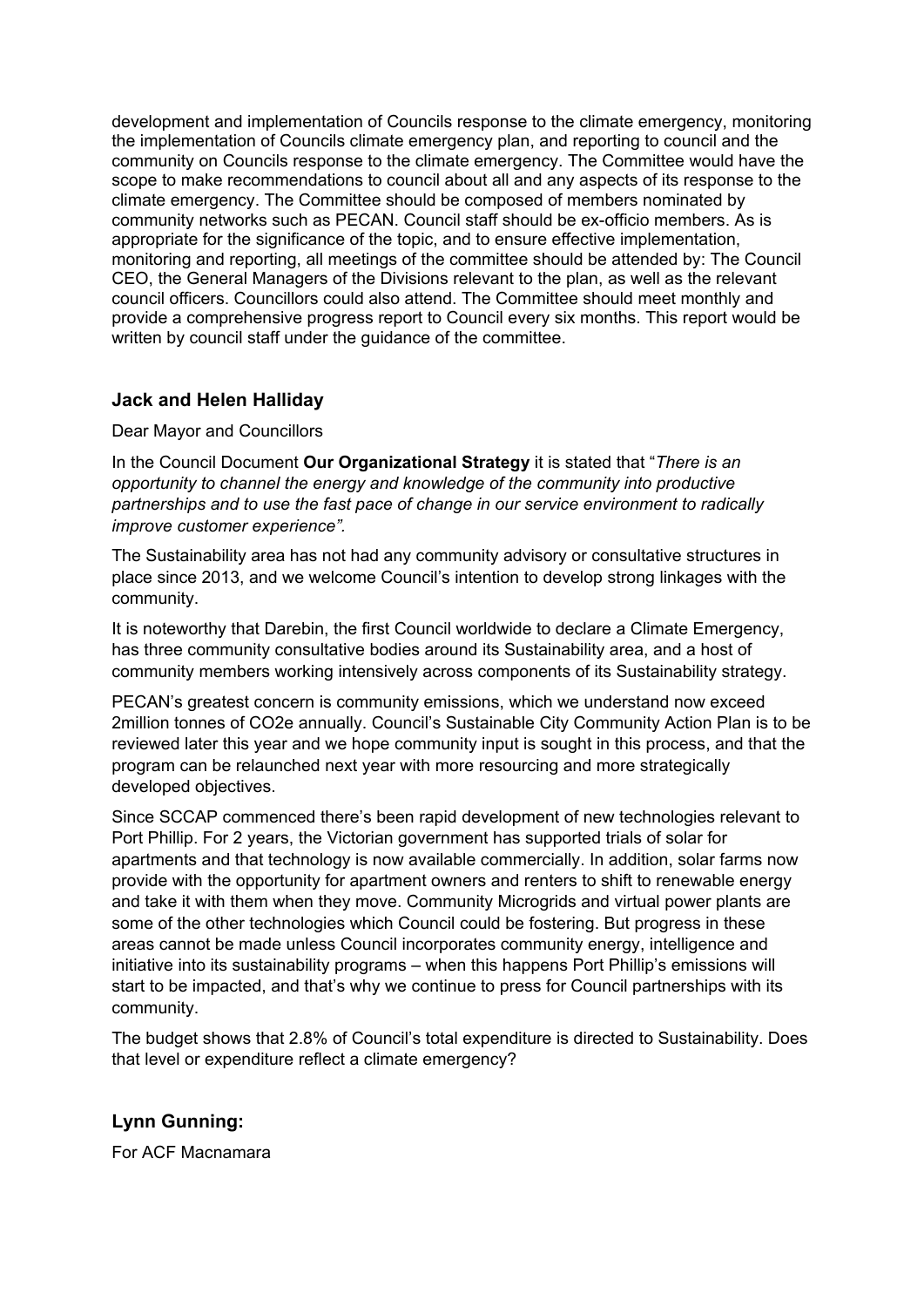development and implementation of Councils response to the climate emergency, monitoring the implementation of Councils climate emergency plan, and reporting to council and the community on Councils response to the climate emergency. The Committee would have the scope to make recommendations to council about all and any aspects of its response to the climate emergency. The Committee should be composed of members nominated by community networks such as PECAN. Council staff should be ex-officio members. As is appropriate for the significance of the topic, and to ensure effective implementation, monitoring and reporting, all meetings of the committee should be attended by: The Council CEO, the General Managers of the Divisions relevant to the plan, as well as the relevant council officers. Councillors could also attend. The Committee should meet monthly and provide a comprehensive progress report to Council every six months. This report would be written by council staff under the guidance of the committee.

### Jack and Helen Halliday

Dear Mayor and Councillors

In the Council Document **Our Organizational Strategy** it is stated that "*There is an opportunity to channel the energy and knowledge of the community into productive partnerships and to use the fast pace of change in our service environment to radically improve customer experience".*

The Sustainability area has not had any community advisory or consultative structures in place since 2013, and we welcome Council's intention to develop strong linkages with the community.

It is noteworthy that Darebin, the first Council worldwide to declare a Climate Emergency, has three community consultative bodies around its Sustainability area, and a host of community members working intensively across components of its Sustainability strategy.

PECAN's greatest concern is community emissions, which we understand now exceed 2million tonnes of $CO_2e$ annually. Council's Sustainable City Community Action Plan is to be reviewed later this year and we hope community input is sought in this process, and that the program can be relaunched next year with more resourcing and more strategically developed objectives.

Since SCCAP commenced there's been rapid development of new technologies relevant to Port Phillip. For 2 years, the Victorian government has supported trials of solar for apartments and that technology is now available commercially. In addition, solar farms now provide with the opportunity for apartment owners and renters to shift to renewable energy and take it with them when they move. Community Microgrids and virtual power plants are some of the other technologies which Council could be fostering. But progress in these areas cannot be made unless Council incorporates community energy, intelligence and initiative into its sustainability programs – when this happens Port Phillip's emissions will start to be impacted, and that's why we continue to press for Council partnerships with its community.

The budget shows that 2.8% of Council's total expenditure is directed to Sustainability. Does that level or expenditure reflect a climate emergency?

### Lynn Gunning:

For ACF Macnamara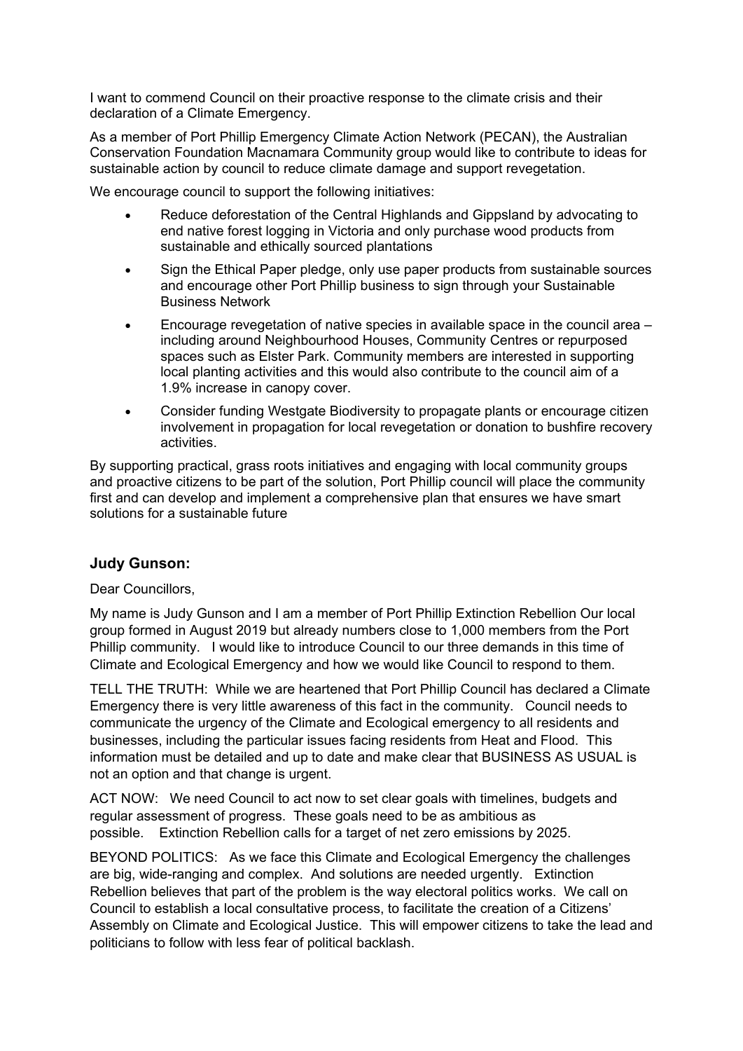I want to commend Council on their proactive response to the climate crisis and their declaration of a Climate Emergency.

As a member of Port Phillip Emergency Climate Action Network (PECAN), the Australian Conservation Foundation Macnamara Community group would like to contribute to ideas for sustainable action by council to reduce climate damage and support revegetation.

We encourage council to support the following initiatives:

- Reduce deforestation of the Central Highlands and Gippsland by advocating to end native forest logging in Victoria and only purchase wood products from sustainable and ethically sourced plantations
- Sign the Ethical Paper pledge, only use paper products from sustainable sources and encourage other Port Phillip business to sign through your Sustainable Business Network
- Encourage revegetation of native species in available space in the council area – including around Neighbourhood Houses, Community Centres or repurposed spaces such as Elster Park. Community members are interested in supporting local planting activities and this would also contribute to the council aim of a 1.9% increase in canopy cover.
- Consider funding Westgate Biodiversity to propagate plants or encourage citizen involvement in propagation for local revegetation or donation to bushfire recovery activities.

By supporting practical, grass roots initiatives and engaging with local community groups and proactive citizens to be part of the solution, Port Phillip council will place the community first and can develop and implement a comprehensive plan that ensures we have smart solutions for a sustainable future

### Judy Gunson:

Dear Councillors,

My name is Judy Gunson and I am a member of Port Phillip Extinction Rebellion Our local group formed in August 2019 but already numbers close to 1,000 members from the Port Phillip community. I would like to introduce Council to our three demands in this time of Climate and Ecological Emergency and how we would like Council to respond to them.

TELL THE TRUTH: While we are heartened that Port Phillip Council has declared a Climate Emergency there is very little awareness of this fact in the community. Council needs to communicate the urgency of the Climate and Ecological emergency to all residents and businesses, including the particular issues facing residents from Heat and Flood. This information must be detailed and up to date and make clear that BUSINESS AS USUAL is not an option and that change is urgent.

ACT NOW: We need Council to act now to set clear goals with timelines, budgets and regular assessment of progress. These goals need to be as ambitious as possible. Extinction Rebellion calls for a target of net zero emissions by 2025.

BEYOND POLITICS: As we face this Climate and Ecological Emergency the challenges are big, wide-ranging and complex. And solutions are needed urgently. Extinction Rebellion believes that part of the problem is the way electoral politics works. We call on Council to establish a local consultative process, to facilitate the creation of a Citizens' Assembly on Climate and Ecological Justice. This will empower citizens to take the lead and politicians to follow with less fear of political backlash.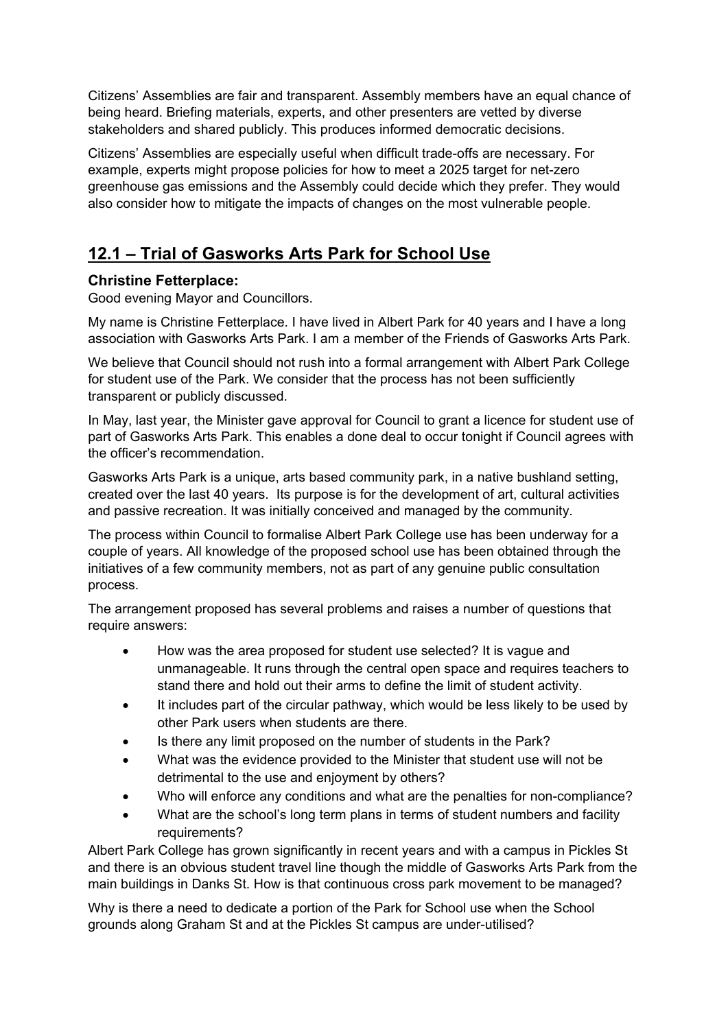Citizens' Assemblies are fair and transparent. Assembly members have an equal chance of being heard. Briefing materials, experts, and other presenters are vetted by diverse stakeholders and shared publicly. This produces informed democratic decisions.

Citizens' Assemblies are especially useful when difficult trade-offs are necessary. For example, experts might propose policies for how to meet a 2025 target for net-zero greenhouse gas emissions and the Assembly could decide which they prefer. They would also consider how to mitigate the impacts of changes on the most vulnerable people.

## 12.1 – Trial of Gasworks Arts Park for School Use

### Christine Fetterplace:

Good evening Mayor and Councillors.

My name is Christine Fetterplace. I have lived in Albert Park for 40 years and I have a long association with Gasworks Arts Park. I am a member of the Friends of Gasworks Arts Park.

We believe that Council should not rush into a formal arrangement with Albert Park College for student use of the Park. We consider that the process has not been sufficiently transparent or publicly discussed.

In May, last year, the Minister gave approval for Council to grant a licence for student use of part of Gasworks Arts Park. This enables a done deal to occur tonight if Council agrees with the officer's recommendation.

Gasworks Arts Park is a unique, arts based community park, in a native bushland setting, created over the last 40 years. Its purpose is for the development of art, cultural activities and passive recreation. It was initially conceived and managed by the community.

The process within Council to formalise Albert Park College use has been underway for a couple of years. All knowledge of the proposed school use has been obtained through the initiatives of a few community members, not as part of any genuine public consultation process.

The arrangement proposed has several problems and raises a number of questions that require answers:

- How was the area proposed for student use selected? It is vague and unmanageable. It runs through the central open space and requires teachers to stand there and hold out their arms to define the limit of student activity.
- It includes part of the circular pathway, which would be less likely to be used by other Park users when students are there.
- Is there any limit proposed on the number of students in the Park?
- What was the evidence provided to the Minister that student use will not be detrimental to the use and enjoyment by others?
- Who will enforce any conditions and what are the penalties for non-compliance?
- What are the school's long term plans in terms of student numbers and facility requirements?

Albert Park College has grown significantly in recent years and with a campus in Pickles St and there is an obvious student travel line though the middle of Gasworks Arts Park from the main buildings in Danks St. How is that continuous cross park movement to be managed?

Why is there a need to dedicate a portion of the Park for School use when the School grounds along Graham St and at the Pickles St campus are under-utilised?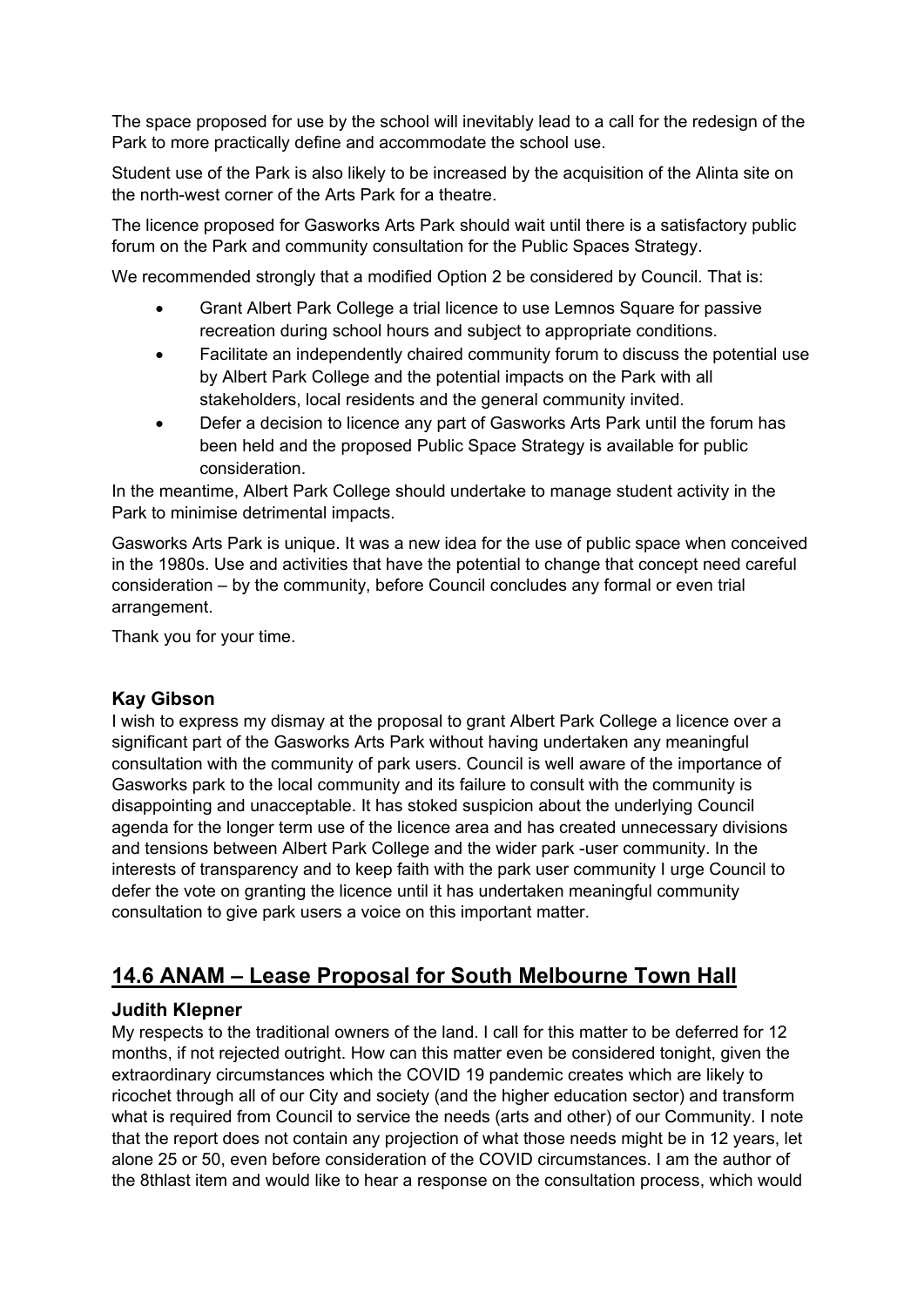The space proposed for use by the school will inevitably lead to a call for the redesign of the Park to more practically define and accommodate the school use.

Student use of the Park is also likely to be increased by the acquisition of the Alinta site on the north-west corner of the Arts Park for a theatre.

The licence proposed for Gasworks Arts Park should wait until there is a satisfactory public forum on the Park and community consultation for the Public Spaces Strategy.

We recommended strongly that a modified Option 2 be considered by Council. That is:

- Grant Albert Park College a trial licence to use Lemnos Square for passive recreation during school hours and subject to appropriate conditions.
- Facilitate an independently chaired community forum to discuss the potential use by Albert Park College and the potential impacts on the Park with all stakeholders, local residents and the general community invited.
- Defer a decision to licence any part of Gasworks Arts Park until the forum has been held and the proposed Public Space Strategy is available for public consideration.

In the meantime, Albert Park College should undertake to manage student activity in the Park to minimise detrimental impacts.

Gasworks Arts Park is unique. It was a new idea for the use of public space when conceived in the 1980s. Use and activities that have the potential to change that concept need careful consideration – by the community, before Council concludes any formal or even trial arrangement.

Thank you for your time.

### Kay Gibson

I wish to express my dismay at the proposal to grant Albert Park College a licence over a significant part of the Gasworks Arts Park without having undertaken any meaningful consultation with the community of park users. Council is well aware of the importance of Gasworks park to the local community and its failure to consult with the community is disappointing and unacceptable. It has stoked suspicion about the underlying Council agenda for the longer term use of the licence area and has created unnecessary divisions and tensions between Albert Park College and the wider park -user community. In the interests of transparency and to keep faith with the park user community I urge Council to defer the vote on granting the licence until it has undertaken meaningful community consultation to give park users a voice on this important matter.

## 14.6 ANAM – Lease Proposal for South Melbourne Town Hall

### Judith Klepner

My respects to the traditional owners of the land. I call for this matter to be deferred for 12 months, if not rejected outright. How can this matter even be considered tonight, given the extraordinary circumstances which the COVID 19 pandemic creates which are likely to ricochet through all of our City and society (and the higher education sector) and transform what is required from Council to service the needs (arts and other) of our Community. I note that the report does not contain any projection of what those needs might be in 12 years, let alone 25 or 50, even before consideration of the COVID circumstances. I am the author of the 8thlast item and would like to hear a response on the consultation process, which would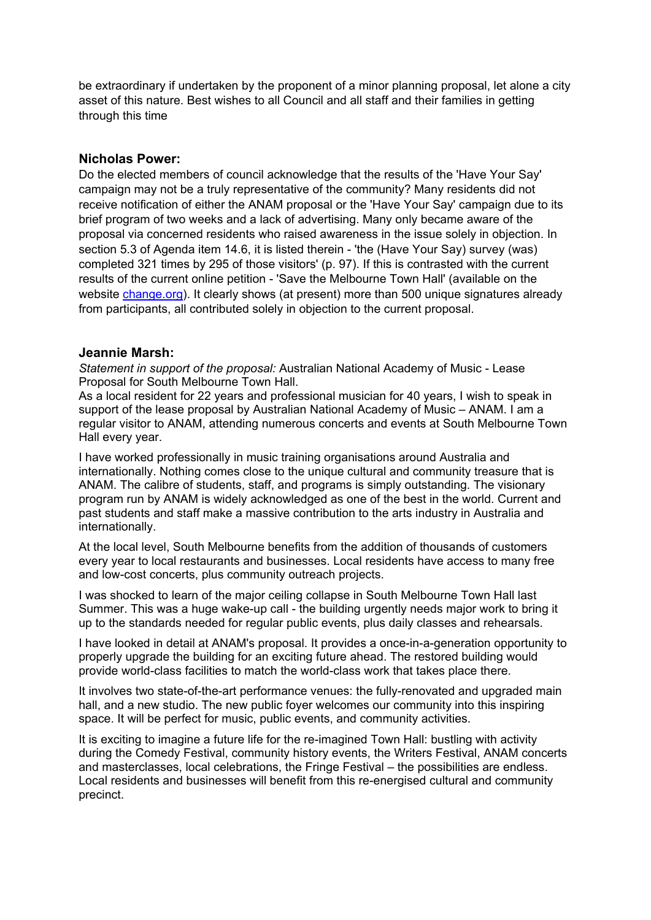be extraordinary if undertaken by the proponent of a minor planning proposal, let alone a city asset of this nature. Best wishes to all Council and all staff and their families in getting through this time

### Nicholas Power:

Do the elected members of council acknowledge that the results of the 'Have Your Say' campaign may not be a truly representative of the community? Many residents did not receive notification of either the ANAM proposal or the 'Have Your Say' campaign due to its brief program of two weeks and a lack of advertising. Many only became aware of the proposal via concerned residents who raised awareness in the issue solely in objection. In section 5.3 of Agenda item 14.6, it is listed therein - 'the (Have Your Say) survey (was) completed 321 times by 295 of those visitors' (p. 97). If this is contrasted with the current results of the current online petition - 'Save the Melbourne Town Hall' (available on the website [change.org](change.org)). It clearly shows (at present) more than 500 unique signatures already from participants, all contributed solely in objection to the current proposal.

### Jeannie Marsh:

*Statement in support of the proposal:* Australian National Academy of Music - Lease Proposal for South Melbourne Town Hall.

As a local resident for 22 years and professional musician for 40 years, I wish to speak in support of the lease proposal by Australian National Academy of Music – ANAM. I am a regular visitor to ANAM, attending numerous concerts and events at South Melbourne Town Hall every year.

I have worked professionally in music training organisations around Australia and internationally. Nothing comes close to the unique cultural and community treasure that is ANAM. The calibre of students, staff, and programs is simply outstanding. The visionary program run by ANAM is widely acknowledged as one of the best in the world. Current and past students and staff make a massive contribution to the arts industry in Australia and internationally.

At the local level, South Melbourne benefits from the addition of thousands of customers every year to local restaurants and businesses. Local residents have access to many free and low-cost concerts, plus community outreach projects.

I was shocked to learn of the major ceiling collapse in South Melbourne Town Hall last Summer. This was a huge wake-up call - the building urgently needs major work to bring it up to the standards needed for regular public events, plus daily classes and rehearsals.

I have looked in detail at ANAM's proposal. It provides a once-in-a-generation opportunity to properly upgrade the building for an exciting future ahead. The restored building would provide world-class facilities to match the world-class work that takes place there.

It involves two state-of-the-art performance venues: the fully-renovated and upgraded main hall, and a new studio. The new public foyer welcomes our community into this inspiring space. It will be perfect for music, public events, and community activities.

It is exciting to imagine a future life for the re-imagined Town Hall: bustling with activity during the Comedy Festival, community history events, the Writers Festival, ANAM concerts and masterclasses, local celebrations, the Fringe Festival – the possibilities are endless. Local residents and businesses will benefit from this re-energised cultural and community precinct.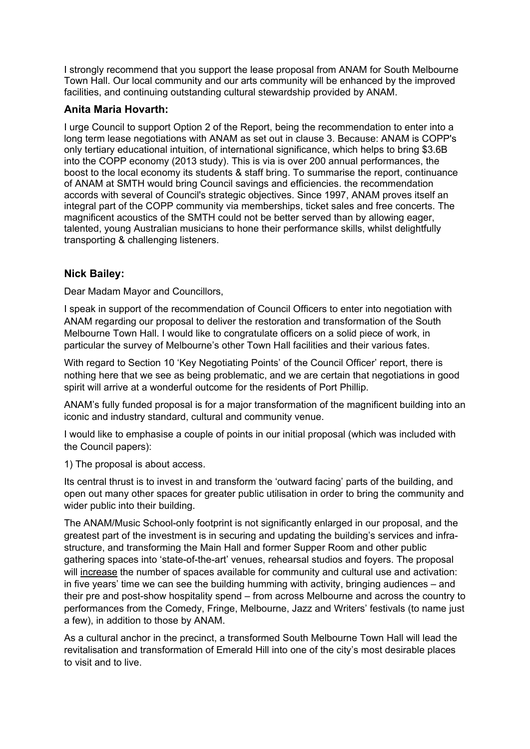I strongly recommend that you support the lease proposal from ANAM for South Melbourne Town Hall. Our local community and our arts community will be enhanced by the improved facilities, and continuing outstanding cultural stewardship provided by ANAM.

### Anita Maria Hovarth:

I urge Council to support Option 2 of the Report, being the recommendation to enter into a long term lease negotiations with ANAM as set out in clause 3. Because: ANAM is COPP's only tertiary educational intuition, of international significance, which helps to bring $3.6B into the COPP economy (2013 study). This is via is over 200 annual performances, the boost to the local economy its students & staff bring. To summarise the report, continuance of ANAM at SMTH would bring Council savings and efficiencies. the recommendation accords with several of Council's strategic objectives. Since 1997, ANAM proves itself an integral part of the COPP community via memberships, ticket sales and free concerts. The magnificent acoustics of the SMTH could not be better served than by allowing eager, talented, young Australian musicians to hone their performance skills, whilst delightfully transporting & challenging listeners.

### Nick Bailey:

Dear Madam Mayor and Councillors,

I speak in support of the recommendation of Council Officers to enter into negotiation with ANAM regarding our proposal to deliver the restoration and transformation of the South Melbourne Town Hall. I would like to congratulate officers on a solid piece of work, in particular the survey of Melbourne's other Town Hall facilities and their various fates.

With regard to Section 10 'Key Negotiating Points' of the Council Officer' report, there is nothing here that we see as being problematic, and we are certain that negotiations in good spirit will arrive at a wonderful outcome for the residents of Port Phillip.

ANAM's fully funded proposal is for a major transformation of the magnificent building into an iconic and industry standard, cultural and community venue.

I would like to emphasise a couple of points in our initial proposal (which was included with the Council papers):

1) The proposal is about access.

Its central thrust is to invest in and transform the 'outward facing' parts of the building, and open out many other spaces for greater public utilisation in order to bring the community and wider public into their building.

The ANAM/Music School-only footprint is not significantly enlarged in our proposal, and the greatest part of the investment is in securing and updating the building's services and infra-structure, and transforming the Main Hall and former Supper Room and other public gathering spaces into 'state-of-the-art' venues, rehearsal studios and foyers. The proposal will <u>increase</u> the number of spaces available for community and cultural use and activation: in five years' time we can see the building humming with activity, bringing audiences – and their pre and post-show hospitality spend – from across Melbourne and across the country to performances from the Comedy, Fringe, Melbourne, Jazz and Writers' festivals (to name just a few), in addition to those by ANAM.

As a cultural anchor in the precinct, a transformed South Melbourne Town Hall will lead the revitalisation and transformation of Emerald Hill into one of the city's most desirable places to visit and to live.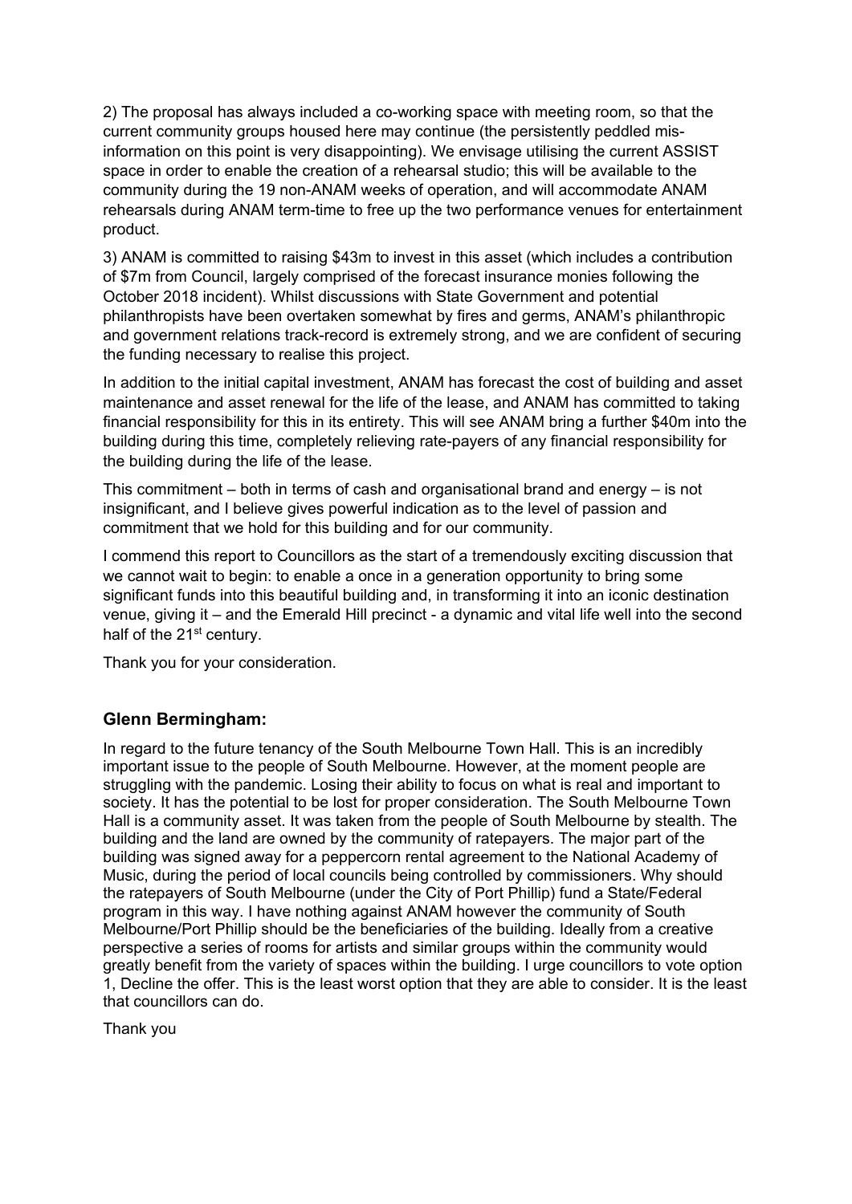2) The proposal has always included a co-working space with meeting room, so that the current community groups housed here may continue (the persistently peddled mis-information on this point is very disappointing). We envisage utilising the current ASSIST space in order to enable the creation of a rehearsal studio; this will be available to the community during the 19 non-ANAM weeks of operation, and will accommodate ANAM rehearsals during ANAM term-time to free up the two performance venues for entertainment product.

3) ANAM is committed to raising $43m to invest in this asset (which includes a contribution of $7m from Council, largely comprised of the forecast insurance monies following the October 2018 incident). Whilst discussions with State Government and potential philanthropists have been overtaken somewhat by fires and germs, ANAM's philanthropic and government relations track-record is extremely strong, and we are confident of securing the funding necessary to realise this project.

In addition to the initial capital investment, ANAM has forecast the cost of building and asset maintenance and asset renewal for the life of the lease, and ANAM has committed to taking financial responsibility for this in its entirety. This will see ANAM bring a further $40m into the building during this time, completely relieving rate-payers of any financial responsibility for the building during the life of the lease.

This commitment – both in terms of cash and organisational brand and energy – is not insignificant, and I believe gives powerful indication as to the level of passion and commitment that we hold for this building and for our community.

I commend this report to Councillors as the start of a tremendously exciting discussion that we cannot wait to begin: to enable a once in a generation opportunity to bring some significant funds into this beautiful building and, in transforming it into an iconic destination venue, giving it – and the Emerald Hill precinct - a dynamic and vital life well into the second half of the 21st century.

Thank you for your consideration.

### Glenn Bermingham:

In regard to the future tenancy of the South Melbourne Town Hall. This is an incredibly important issue to the people of South Melbourne. However, at the moment people are struggling with the pandemic. Losing their ability to focus on what is real and important to society. It has the potential to be lost for proper consideration. The South Melbourne Town Hall is a community asset. It was taken from the people of South Melbourne by stealth. The building and the land are owned by the community of ratepayers. The major part of the building was signed away for a peppercorn rental agreement to the National Academy of Music, during the period of local councils being controlled by commissioners. Why should the ratepayers of South Melbourne (under the City of Port Phillip) fund a State/Federal program in this way. I have nothing against ANAM however the community of South Melbourne/Port Phillip should be the beneficiaries of the building. Ideally from a creative perspective a series of rooms for artists and similar groups within the community would greatly benefit from the variety of spaces within the building. I urge councillors to vote option 1, Decline the offer. This is the least worst option that they are able to consider. It is the least that councillors can do.

Thank you